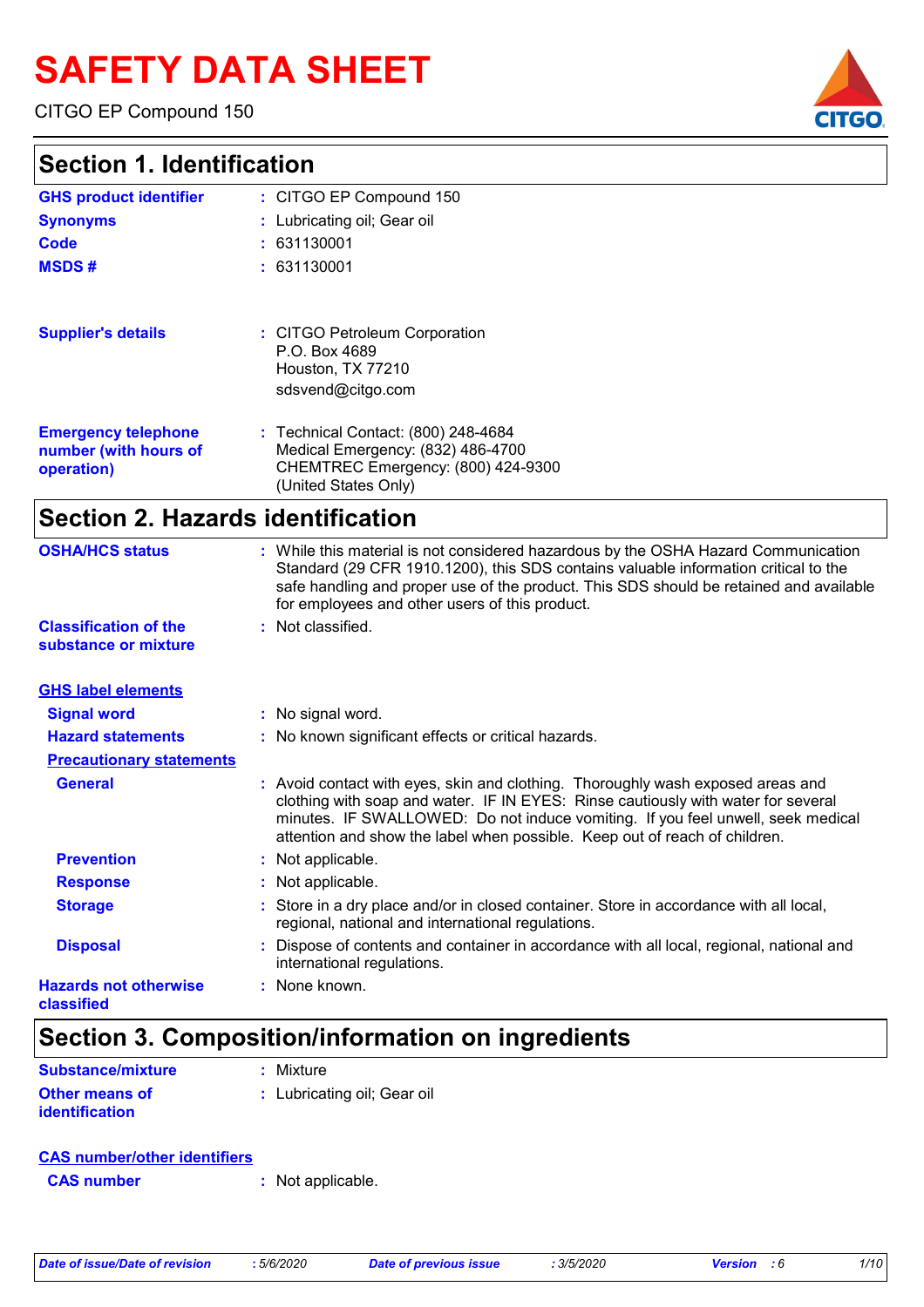# SAFETY DATA SHEET

CITGO EP Compound 150

## Section 1. Identification

| | |
|---|---|
| **GHS product identifier** | : CITGO EP Compound 150 |
| **Synonyms** | : Lubricating oil; Gear oil |
| **Code** | : 631130001 |
| **MSDS #** | : 631130001 |
| **Supplier's details** | : CITGO Petroleum Corporation<br>P.O. Box 4689<br>Houston, TX 77210<br>sdsvend@citgo.com |
| **Emergency telephone number (with hours of operation)** | : Technical Contact: (800) 248-4684<br>Medical Emergency: (832) 486-4700<br>CHEMTREC Emergency: (800) 424-9300<br>(United States Only) |

## Section 2. Hazards identification

| | |
|---|---|
| **OSHA/HCS status** | : While this material is not considered hazardous by the OSHA Hazard Communication Standard (29 CFR 1910.1200), this SDS contains valuable information critical to the safe handling and proper use of the product. This SDS should be retained and available for employees and other users of this product. |
| **Classification of the substance or mixture** | : Not classified. |

**GHS label elements**

| | |
|---|---|
| **Signal word** | : No signal word. |
| **Hazard statements** | : No known significant effects or critical hazards. |

**Precautionary statements**

| | |
|---|---|
| **General** | : Avoid contact with eyes, skin and clothing. Thoroughly wash exposed areas and clothing with soap and water. IF IN EYES: Rinse cautiously with water for several minutes. IF SWALLOWED: Do not induce vomiting. If you feel unwell, seek medical attention and show the label when possible. Keep out of reach of children. |
| **Prevention** | : Not applicable. |
| **Response** | : Not applicable. |
| **Storage** | : Store in a dry place and/or in closed container. Store in accordance with all local, regional, national and international regulations. |
| **Disposal** | : Dispose of contents and container in accordance with all local, regional, national and international regulations. |
| **Hazards not otherwise classified** | : None known. |

## Section 3. Composition/information on ingredients

| | |
|---|---|
| **Substance/mixture** | : Mixture |
| **Other means of identification** | : Lubricating oil; Gear oil |

**CAS number/other identifiers**

| | |
|---|---|
| **CAS number** | : Not applicable. |

*Date of issue/Date of revision* : 5/6/2020 *Date of previous issue* : 3/5/2020 *Version* : 6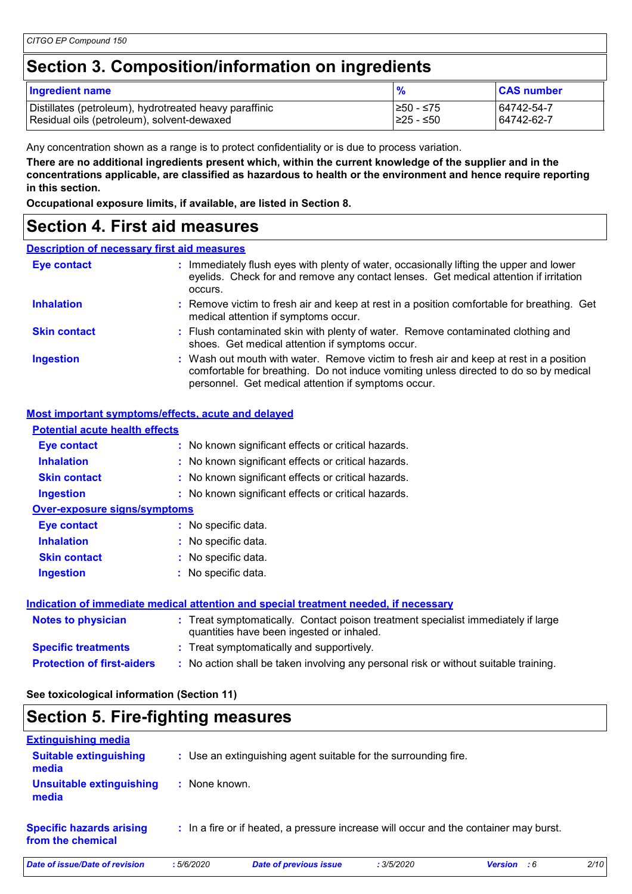## Section 3. Composition/information on ingredients

| Ingredient name | % | CAS number |
|---|---|---|
| Distillates (petroleum), hydrotreated heavy paraffinic | ≥50 - ≤75 | 64742-54-7 |
| Residual oils (petroleum), solvent-dewaxed | ≥25 - ≤50 | 64742-62-7 |

Any concentration shown as a range is to protect confidentiality or is due to process variation.

**There are no additional ingredients present which, within the current knowledge of the supplier and in the concentrations applicable, are classified as hazardous to health or the environment and hence require reporting in this section.**

**Occupational exposure limits, if available, are listed in Section 8.**

## Section 4. First aid measures

### Description of necessary first aid measures

**Eye contact** : Immediately flush eyes with plenty of water, occasionally lifting the upper and lower eyelids. Check for and remove any contact lenses. Get medical attention if irritation occurs.

**Inhalation** : Remove victim to fresh air and keep at rest in a position comfortable for breathing. Get medical attention if symptoms occur.

**Skin contact** : Flush contaminated skin with plenty of water. Remove contaminated clothing and shoes. Get medical attention if symptoms occur.

**Ingestion** : Wash out mouth with water. Remove victim to fresh air and keep at rest in a position comfortable for breathing. Do not induce vomiting unless directed to do so by medical personnel. Get medical attention if symptoms occur.

### Most important symptoms/effects, acute and delayed

#### Potential acute health effects

**Eye contact** : No known significant effects or critical hazards.

**Inhalation** : No known significant effects or critical hazards.

**Skin contact** : No known significant effects or critical hazards.

**Ingestion** : No known significant effects or critical hazards.

#### Over-exposure signs/symptoms

**Eye contact** : No specific data.

**Inhalation** : No specific data.

**Skin contact** : No specific data.

**Ingestion** : No specific data.

### Indication of immediate medical attention and special treatment needed, if necessary

**Notes to physician** : Treat symptomatically. Contact poison treatment specialist immediately if large quantities have been ingested or inhaled.

**Specific treatments** : Treat symptomatically and supportively.

**Protection of first-aiders** : No action shall be taken involving any personal risk or without suitable training.

**See toxicological information (Section 11)**

## Section 5. Fire-fighting measures

### Extinguishing media

**Suitable extinguishing media** : Use an extinguishing agent suitable for the surrounding fire.

**Unsuitable extinguishing media** : None known.

**Specific hazards arising from the chemical** : In a fire or if heated, a pressure increase will occur and the container may burst.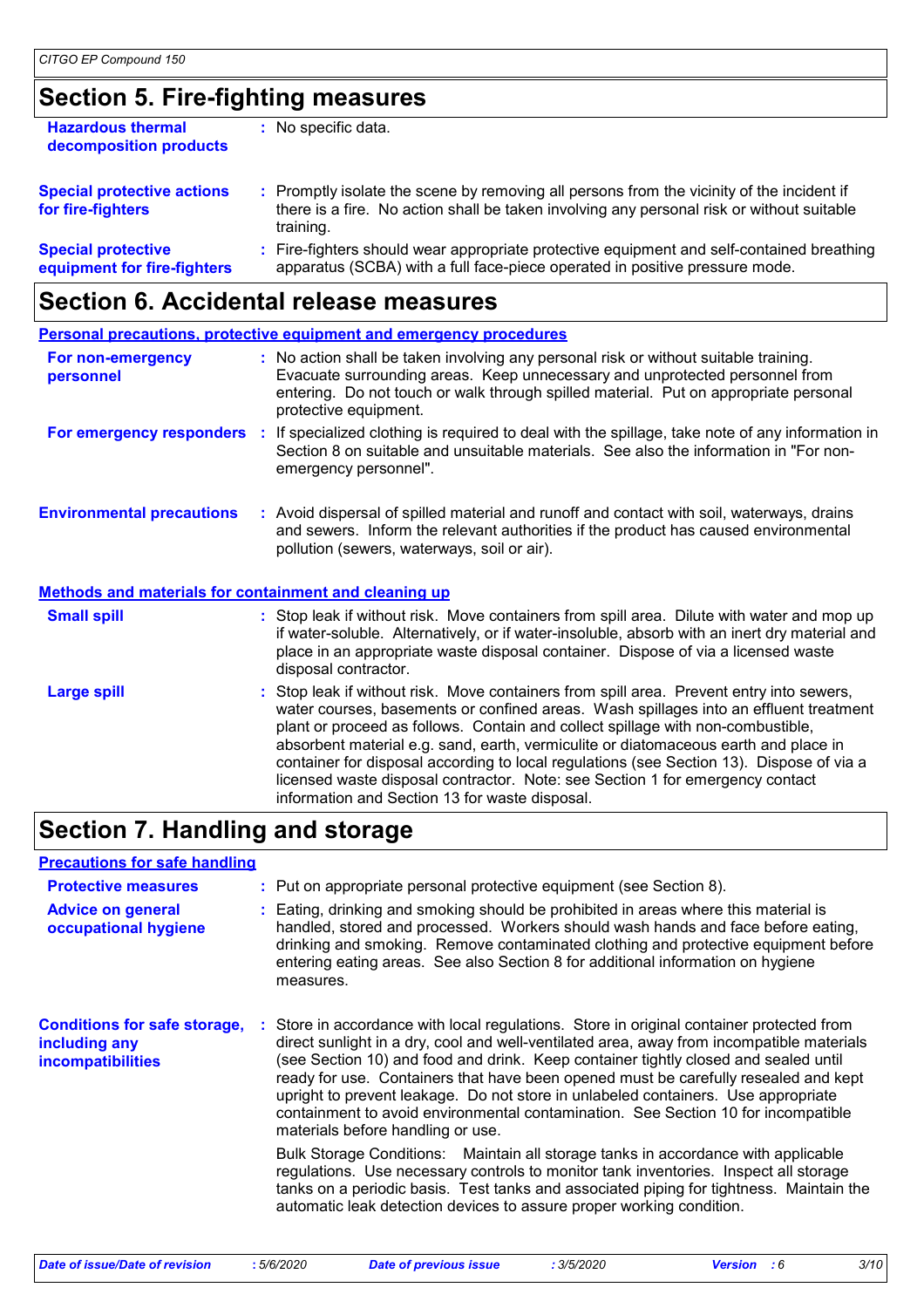## Section 5. Fire-fighting measures

**Hazardous thermal decomposition products** : No specific data.

**Special protective actions for fire-fighters** : Promptly isolate the scene by removing all persons from the vicinity of the incident if there is a fire. No action shall be taken involving any personal risk or without suitable training.

**Special protective equipment for fire-fighters** : Fire-fighters should wear appropriate protective equipment and self-contained breathing apparatus (SCBA) with a full face-piece operated in positive pressure mode.

## Section 6. Accidental release measures

### Personal precautions, protective equipment and emergency procedures

**For non-emergency personnel** : No action shall be taken involving any personal risk or without suitable training. Evacuate surrounding areas. Keep unnecessary and unprotected personnel from entering. Do not touch or walk through spilled material. Put on appropriate personal protective equipment.

**For emergency responders** : If specialized clothing is required to deal with the spillage, take note of any information in Section 8 on suitable and unsuitable materials. See also the information in "For non-emergency personnel".

**Environmental precautions** : Avoid dispersal of spilled material and runoff and contact with soil, waterways, drains and sewers. Inform the relevant authorities if the product has caused environmental pollution (sewers, waterways, soil or air).

### Methods and materials for containment and cleaning up

**Small spill** : Stop leak if without risk. Move containers from spill area. Dilute with water and mop up if water-soluble. Alternatively, or if water-insoluble, absorb with an inert dry material and place in an appropriate waste disposal container. Dispose of via a licensed waste disposal contractor.

**Large spill** : Stop leak if without risk. Move containers from spill area. Prevent entry into sewers, water courses, basements or confined areas. Wash spillages into an effluent treatment plant or proceed as follows. Contain and collect spillage with non-combustible, absorbent material e.g. sand, earth, vermiculite or diatomaceous earth and place in container for disposal according to local regulations (see Section 13). Dispose of via a licensed waste disposal contractor. Note: see Section 1 for emergency contact information and Section 13 for waste disposal.

## Section 7. Handling and storage

### Precautions for safe handling

**Protective measures** : Put on appropriate personal protective equipment (see Section 8).

**Advice on general occupational hygiene** : Eating, drinking and smoking should be prohibited in areas where this material is handled, stored and processed. Workers should wash hands and face before eating, drinking and smoking. Remove contaminated clothing and protective equipment before entering eating areas. See also Section 8 for additional information on hygiene measures.

**Conditions for safe storage, including any incompatibilities** : Store in accordance with local regulations. Store in original container protected from direct sunlight in a dry, cool and well-ventilated area, away from incompatible materials (see Section 10) and food and drink. Keep container tightly closed and sealed until ready for use. Containers that have been opened must be carefully resealed and kept upright to prevent leakage. Do not store in unlabeled containers. Use appropriate containment to avoid environmental contamination. See Section 10 for incompatible materials before handling or use.

Bulk Storage Conditions: Maintain all storage tanks in accordance with applicable regulations. Use necessary controls to monitor tank inventories. Inspect all storage tanks on a periodic basis. Test tanks and associated piping for tightness. Maintain the automatic leak detection devices to assure proper working condition.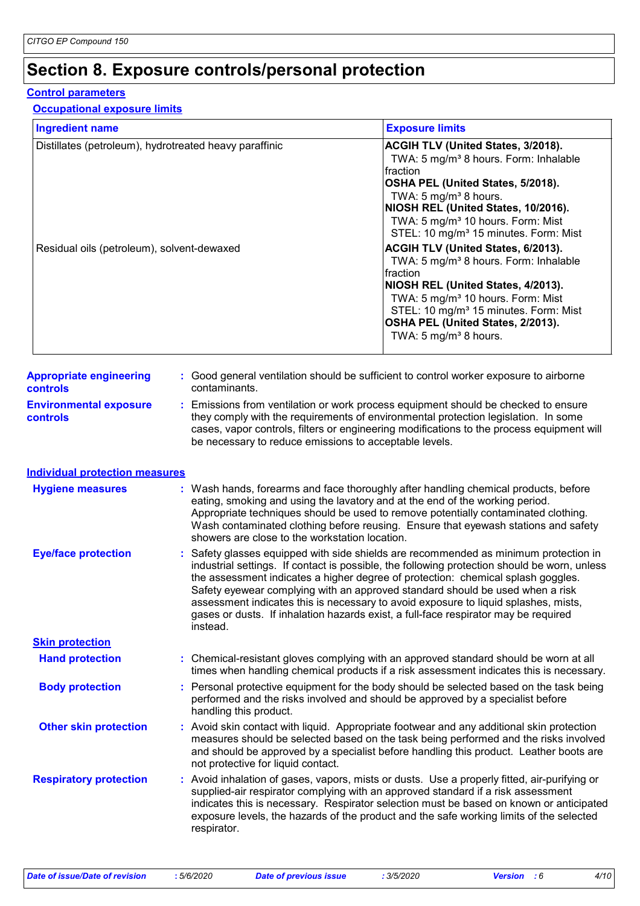# Section 8. Exposure controls/personal protection

## Control parameters

### Occupational exposure limits

| Ingredient name | Exposure limits |
|---|---|
| Distillates (petroleum), hydrotreated heavy paraffinic | **ACGIH TLV (United States, 3/2018).**<br>TWA: 5 mg/m³ 8 hours. Form: Inhalable fraction<br>**OSHA PEL (United States, 5/2018).**<br>TWA: 5 mg/m³ 8 hours.<br>**NIOSH REL (United States, 10/2016).**<br>TWA: 5 mg/m³ 10 hours. Form: Mist<br>STEL: 10 mg/m³ 15 minutes. Form: Mist |
| Residual oils (petroleum), solvent-dewaxed | **ACGIH TLV (United States, 6/2013).**<br>TWA: 5 mg/m³ 8 hours. Form: Inhalable fraction<br>**NIOSH REL (United States, 4/2013).**<br>TWA: 5 mg/m³ 10 hours. Form: Mist<br>STEL: 10 mg/m³ 15 minutes. Form: Mist<br>**OSHA PEL (United States, 2/2013).**<br>TWA: 5 mg/m³ 8 hours. |

**Appropriate engineering controls** : Good general ventilation should be sufficient to control worker exposure to airborne contaminants.

**Environmental exposure controls** : Emissions from ventilation or work process equipment should be checked to ensure they comply with the requirements of environmental protection legislation. In some cases, vapor controls, filters or engineering modifications to the process equipment will be necessary to reduce emissions to acceptable levels.

## Individual protection measures

**Hygiene measures** : Wash hands, forearms and face thoroughly after handling chemical products, before eating, smoking and using the lavatory and at the end of the working period. Appropriate techniques should be used to remove potentially contaminated clothing. Wash contaminated clothing before reusing. Ensure that eyewash stations and safety showers are close to the workstation location.

**Eye/face protection** : Safety glasses equipped with side shields are recommended as minimum protection in industrial settings. If contact is possible, the following protection should be worn, unless the assessment indicates a higher degree of protection: chemical splash goggles. Safety eyewear complying with an approved standard should be used when a risk assessment indicates this is necessary to avoid exposure to liquid splashes, mists, gases or dusts. If inhalation hazards exist, a full-face respirator may be required instead.

### Skin protection

**Hand protection** : Chemical-resistant gloves complying with an approved standard should be worn at all times when handling chemical products if a risk assessment indicates this is necessary.

**Body protection** : Personal protective equipment for the body should be selected based on the task being performed and the risks involved and should be approved by a specialist before handling this product.

**Other skin protection** : Avoid skin contact with liquid. Appropriate footwear and any additional skin protection measures should be selected based on the task being performed and the risks involved and should be approved by a specialist before handling this product. Leather boots are not protective for liquid contact.

**Respiratory protection** : Avoid inhalation of gases, vapors, mists or dusts. Use a properly fitted, air-purifying or supplied-air respirator complying with an approved standard if a risk assessment indicates this is necessary. Respirator selection must be based on known or anticipated exposure levels, the hazards of the product and the safe working limits of the selected respirator.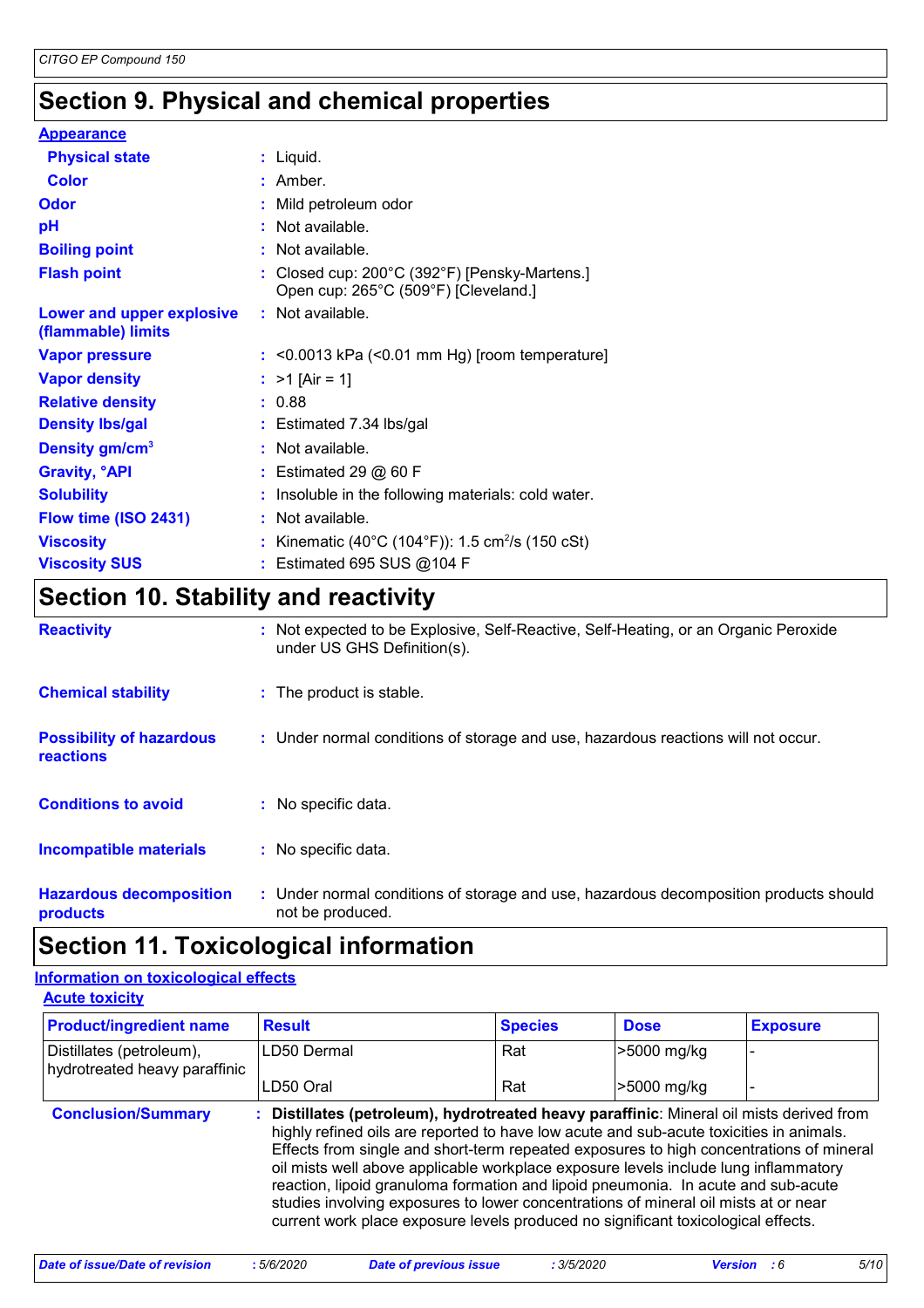## Section 9. Physical and chemical properties

**Appearance**

| | |
|---|---|
| **Physical state** | : Liquid. |
| **Color** | : Amber. |
| **Odor** | : Mild petroleum odor |
| **pH** | : Not available. |
| **Boiling point** | : Not available. |
| **Flash point** | : Closed cup: 200°C (392°F) [Pensky-Martens.] Open cup: 265°C (509°F) [Cleveland.] |
| **Lower and upper explosive (flammable) limits** | : Not available. |
| **Vapor pressure** | : <0.0013 kPa (<0.01 mm Hg) [room temperature] |
| **Vapor density** | : >1 [Air = 1] |
| **Relative density** | : 0.88 |
| **Density lbs/gal** | : Estimated 7.34 lbs/gal |
| **Density gm/cm$^3$** | : Not available. |
| **Gravity, °API** | : Estimated 29 @ 60 F |
| **Solubility** | : Insoluble in the following materials: cold water. |
| **Flow time (ISO 2431)** | : Not available. |
| **Viscosity** | : Kinematic (40°C (104°F)): 1.5 cm$^2$/s (150 cSt) |
| **Viscosity SUS** | : Estimated 695 SUS @104 F |

## Section 10. Stability and reactivity

| | |
|---|---|
| **Reactivity** | : Not expected to be Explosive, Self-Reactive, Self-Heating, or an Organic Peroxide under US GHS Definition(s). |
| **Chemical stability** | : The product is stable. |
| **Possibility of hazardous reactions** | : Under normal conditions of storage and use, hazardous reactions will not occur. |
| **Conditions to avoid** | : No specific data. |
| **Incompatible materials** | : No specific data. |
| **Hazardous decomposition products** | : Under normal conditions of storage and use, hazardous decomposition products should not be produced. |

## Section 11. Toxicological information

**Information on toxicological effects**

**Acute toxicity**

| Product/ingredient name | Result | Species | Dose | Exposure |
|---|---|---|---|---|
| Distillates (petroleum), hydrotreated heavy paraffinic | LD50 Dermal | Rat | >5000 mg/kg | - |
| | LD50 Oral | Rat | >5000 mg/kg | - |

**Conclusion/Summary** : **Distillates (petroleum), hydrotreated heavy paraffinic**: Mineral oil mists derived from highly refined oils are reported to have low acute and sub-acute toxicities in animals. Effects from single and short-term repeated exposures to high concentrations of mineral oil mists well above applicable workplace exposure levels include lung inflammatory reaction, lipoid granuloma formation and lipoid pneumonia. In acute and sub-acute studies involving exposures to lower concentrations of mineral oil mists at or near current work place exposure levels produced no significant toxicological effects.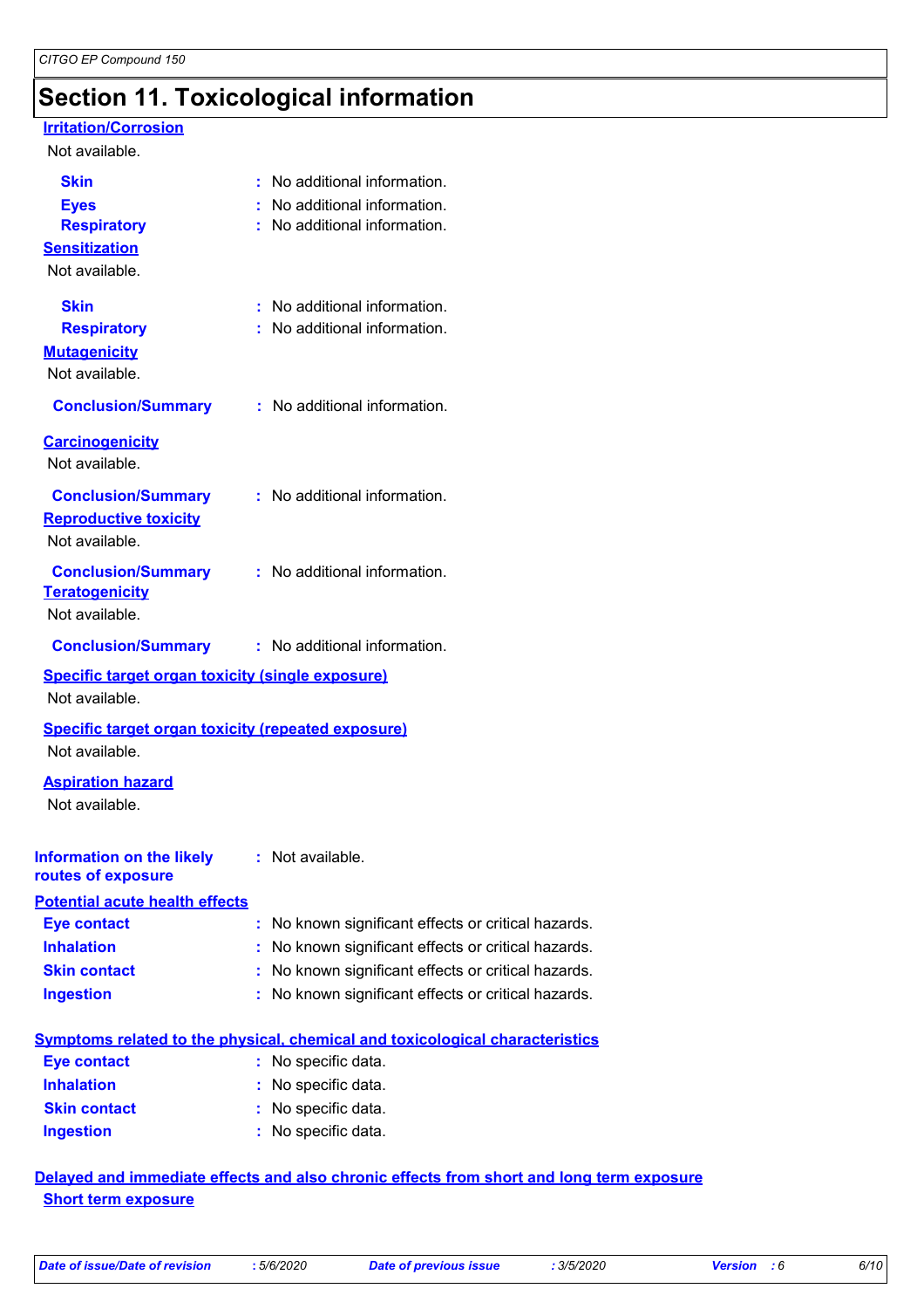## Section 11. Toxicological information

**Irritation/Corrosion**

Not available.

- **Skin** : No additional information.
- **Eyes** : No additional information.
- **Respiratory** : No additional information.

**Sensitization**

Not available.

- **Skin** : No additional information.
- **Respiratory** : No additional information.

**Mutagenicity**

Not available.

- **Conclusion/Summary** : No additional information.

**Carcinogenicity**

Not available.

- **Conclusion/Summary** : No additional information.

**Reproductive toxicity**

Not available.

- **Conclusion/Summary** : No additional information.

**Teratogenicity**

Not available.

- **Conclusion/Summary** : No additional information.

**Specific target organ toxicity (single exposure)**

Not available.

**Specific target organ toxicity (repeated exposure)**

Not available.

**Aspiration hazard**

Not available.

**Information on the likely routes of exposure** : Not available.

**Potential acute health effects**

- **Eye contact** : No known significant effects or critical hazards.
- **Inhalation** : No known significant effects or critical hazards.
- **Skin contact** : No known significant effects or critical hazards.
- **Ingestion** : No known significant effects or critical hazards.

**Symptoms related to the physical, chemical and toxicological characteristics**

- **Eye contact** : No specific data.
- **Inhalation** : No specific data.
- **Skin contact** : No specific data.
- **Ingestion** : No specific data.

**Delayed and immediate effects and also chronic effects from short and long term exposure**

**Short term exposure**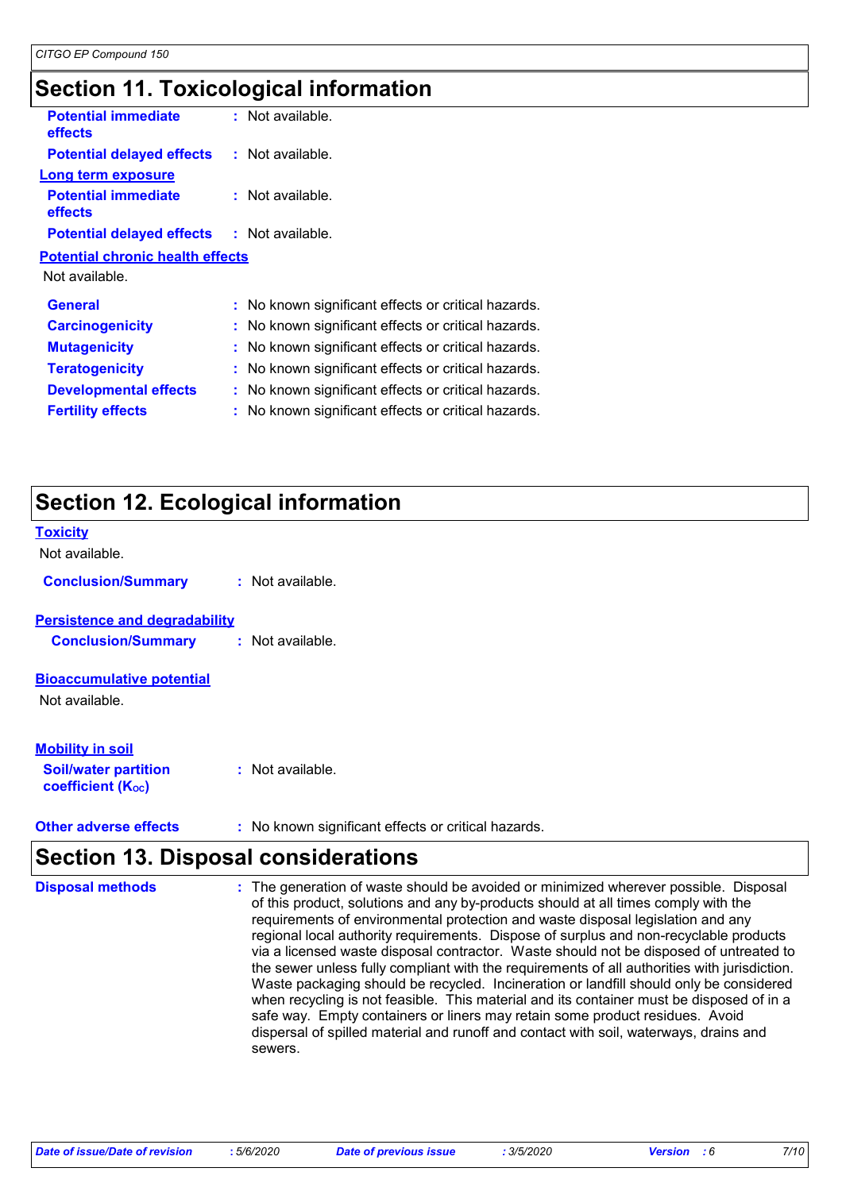# Section 11. Toxicological information

**Potential immediate effects** : Not available.

**Potential delayed effects** : Not available.

**Long term exposure**

**Potential immediate effects** : Not available.

**Potential delayed effects** : Not available.

**Potential chronic health effects**

Not available.

**General** : No known significant effects or critical hazards.

**Carcinogenicity** : No known significant effects or critical hazards.

**Mutagenicity** : No known significant effects or critical hazards.

**Teratogenicity** : No known significant effects or critical hazards.

**Developmental effects** : No known significant effects or critical hazards.

**Fertility effects** : No known significant effects or critical hazards.

# Section 12. Ecological information

**Toxicity**

Not available.

**Conclusion/Summary** : Not available.

**Persistence and degradability**

**Conclusion/Summary** : Not available.

**Bioaccumulative potential**

Not available.

**Mobility in soil**

**Soil/water partition coefficient ($K_{OC}$)** : Not available.

**Other adverse effects** : No known significant effects or critical hazards.

# Section 13. Disposal considerations

**Disposal methods** : The generation of waste should be avoided or minimized wherever possible. Disposal of this product, solutions and any by-products should at all times comply with the requirements of environmental protection and waste disposal legislation and any regional local authority requirements. Dispose of surplus and non-recyclable products via a licensed waste disposal contractor. Waste should not be disposed of untreated to the sewer unless fully compliant with the requirements of all authorities with jurisdiction. Waste packaging should be recycled. Incineration or landfill should only be considered when recycling is not feasible. This material and its container must be disposed of in a safe way. Empty containers or liners may retain some product residues. Avoid dispersal of spilled material and runoff and contact with soil, waterways, drains and sewers.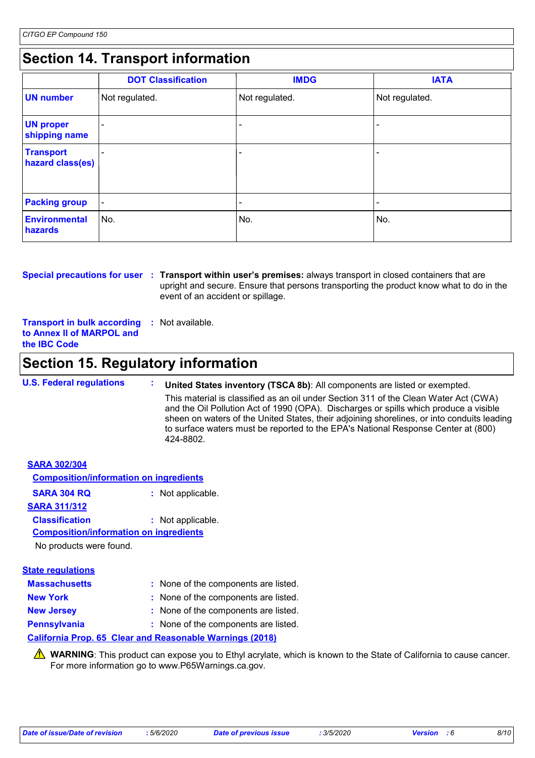## Section 14. Transport information

|  | DOT Classification | IMDG | IATA |
|---|---|---|---|
| **UN number** | Not regulated. | Not regulated. | Not regulated. |
| **UN proper shipping name** | - | - | - |
| **Transport hazard class(es)** | - | - | - |
| **Packing group** | - | - | - |
| **Environmental hazards** | No. | No. | No. |

**Special precautions for user** : **Transport within user's premises:** always transport in closed containers that are upright and secure. Ensure that persons transporting the product know what to do in the event of an accident or spillage.

**Transport in bulk according to Annex II of MARPOL and the IBC Code** : Not available.

## Section 15. Regulatory information

**U.S. Federal regulations** : **United States inventory (TSCA 8b)**: All components are listed or exempted.

This material is classified as an oil under Section 311 of the Clean Water Act (CWA) and the Oil Pollution Act of 1990 (OPA). Discharges or spills which produce a visible sheen on waters of the United States, their adjoining shorelines, or into conduits leading to surface waters must be reported to the EPA's National Response Center at (800) 424-8802.

**SARA 302/304**

**Composition/information on ingredients**

**SARA 304 RQ** : Not applicable.

**SARA 311/312**

**Classification** : Not applicable.

**Composition/information on ingredients**

No products were found.

**State regulations**

**Massachusetts** : None of the components are listed.

**New York** : None of the components are listed.

**New Jersey** : None of the components are listed.

**Pennsylvania** : None of the components are listed.

**California Prop. 65 Clear and Reasonable Warnings (2018)**

⚠ **WARNING**: This product can expose you to Ethyl acrylate, which is known to the State of California to cause cancer. For more information go to www.P65Warnings.ca.gov.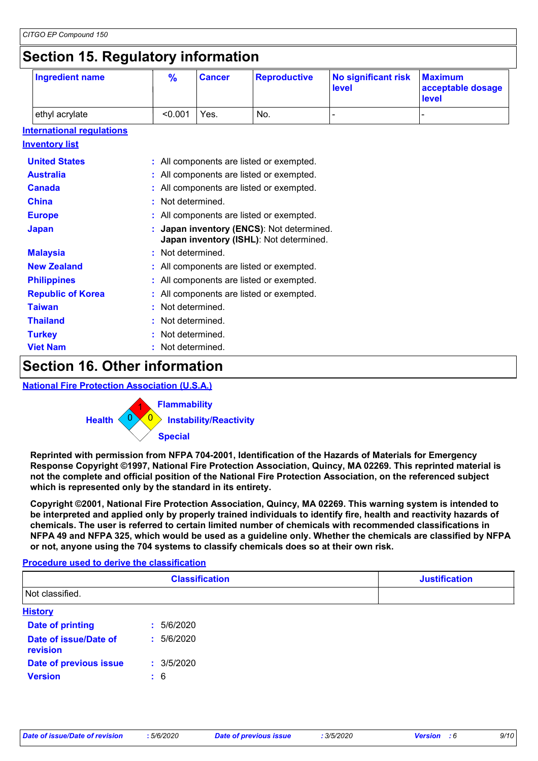# Section 15. Regulatory information

| Ingredient name | % | Cancer | Reproductive | No significant risk level | Maximum acceptable dosage level |
|---|---|---|---|---|---|
| ethyl acrylate | <0.001 | Yes. | No. | - | - |

**International regulations**

**Inventory list**

**United States** : All components are listed or exempted.
**Australia** : All components are listed or exempted.
**Canada** : All components are listed or exempted.
**China** : Not determined.
**Europe** : All components are listed or exempted.
**Japan** : **Japan inventory (ENCS)**: Not determined.
**Japan inventory (ISHL)**: Not determined.
**Malaysia** : Not determined.
**New Zealand** : All components are listed or exempted.
**Philippines** : All components are listed or exempted.
**Republic of Korea** : All components are listed or exempted.
**Taiwan** : Not determined.
**Thailand** : Not determined.
**Turkey** : Not determined.
**Viet Nam** : Not determined.

# Section 16. Other information

**National Fire Protection Association (U.S.A.)**

Health: 0
Flammability: 1
Instability/Reactivity: 0
Special

**Reprinted with permission from NFPA 704-2001, Identification of the Hazards of Materials for Emergency Response Copyright ©1997, National Fire Protection Association, Quincy, MA 02269. This reprinted material is not the complete and official position of the National Fire Protection Association, on the referenced subject which is represented only by the standard in its entirety.**

**Copyright ©2001, National Fire Protection Association, Quincy, MA 02269. This warning system is intended to be interpreted and applied only by properly trained individuals to identify fire, health and reactivity hazards of chemicals. The user is referred to certain limited number of chemicals with recommended classifications in NFPA 49 and NFPA 325, which would be used as a guideline only. Whether the chemicals are classified by NFPA or not, anyone using the 704 systems to classify chemicals does so at their own risk.**

**Procedure used to derive the classification**

| Classification | Justification |
|---|---|
| Not classified. | |

**History**

**Date of printing** : 5/6/2020
**Date of issue/Date of revision** : 5/6/2020
**Date of previous issue** : 3/5/2020
**Version** : 6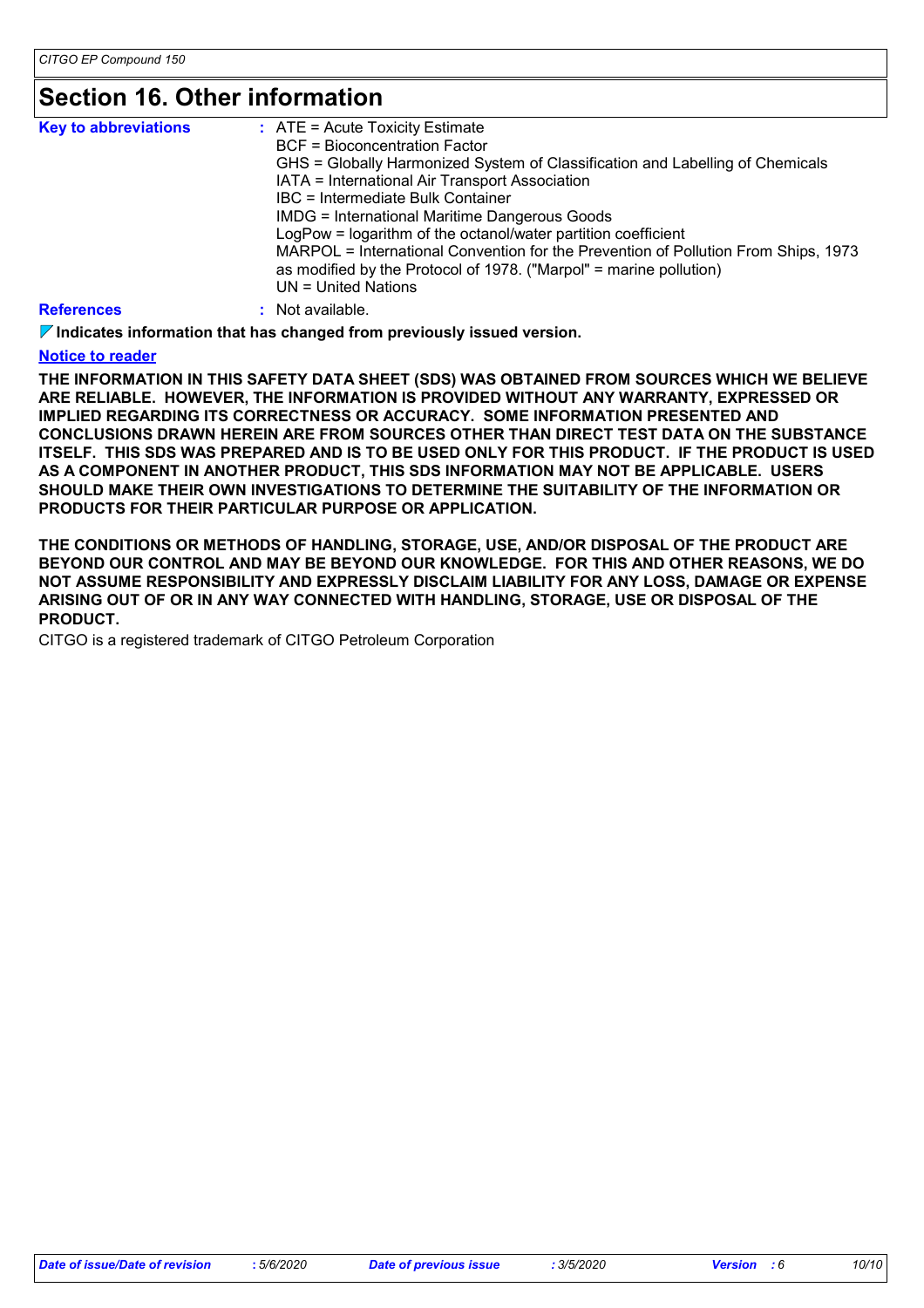## Section 16. Other information

**Key to abbreviations** : ATE = Acute Toxicity Estimate
BCF = Bioconcentration Factor
GHS = Globally Harmonized System of Classification and Labelling of Chemicals
IATA = International Air Transport Association
IBC = Intermediate Bulk Container
IMDG = International Maritime Dangerous Goods
LogPow = logarithm of the octanol/water partition coefficient
MARPOL = International Convention for the Prevention of Pollution From Ships, 1973 as modified by the Protocol of 1978. ("Marpol" = marine pollution)
UN = United Nations

**References** : Not available.

**Indicates information that has changed from previously issued version.**

**Notice to reader**

**THE INFORMATION IN THIS SAFETY DATA SHEET (SDS) WAS OBTAINED FROM SOURCES WHICH WE BELIEVE ARE RELIABLE. HOWEVER, THE INFORMATION IS PROVIDED WITHOUT ANY WARRANTY, EXPRESSED OR IMPLIED REGARDING ITS CORRECTNESS OR ACCURACY. SOME INFORMATION PRESENTED AND CONCLUSIONS DRAWN HEREIN ARE FROM SOURCES OTHER THAN DIRECT TEST DATA ON THE SUBSTANCE ITSELF. THIS SDS WAS PREPARED AND IS TO BE USED ONLY FOR THIS PRODUCT. IF THE PRODUCT IS USED AS A COMPONENT IN ANOTHER PRODUCT, THIS SDS INFORMATION MAY NOT BE APPLICABLE. USERS SHOULD MAKE THEIR OWN INVESTIGATIONS TO DETERMINE THE SUITABILITY OF THE INFORMATION OR PRODUCTS FOR THEIR PARTICULAR PURPOSE OR APPLICATION.**

**THE CONDITIONS OR METHODS OF HANDLING, STORAGE, USE, AND/OR DISPOSAL OF THE PRODUCT ARE BEYOND OUR CONTROL AND MAY BE BEYOND OUR KNOWLEDGE. FOR THIS AND OTHER REASONS, WE DO NOT ASSUME RESPONSIBILITY AND EXPRESSLY DISCLAIM LIABILITY FOR ANY LOSS, DAMAGE OR EXPENSE ARISING OUT OF OR IN ANY WAY CONNECTED WITH HANDLING, STORAGE, USE OR DISPOSAL OF THE PRODUCT.**

CITGO is a registered trademark of CITGO Petroleum Corporation